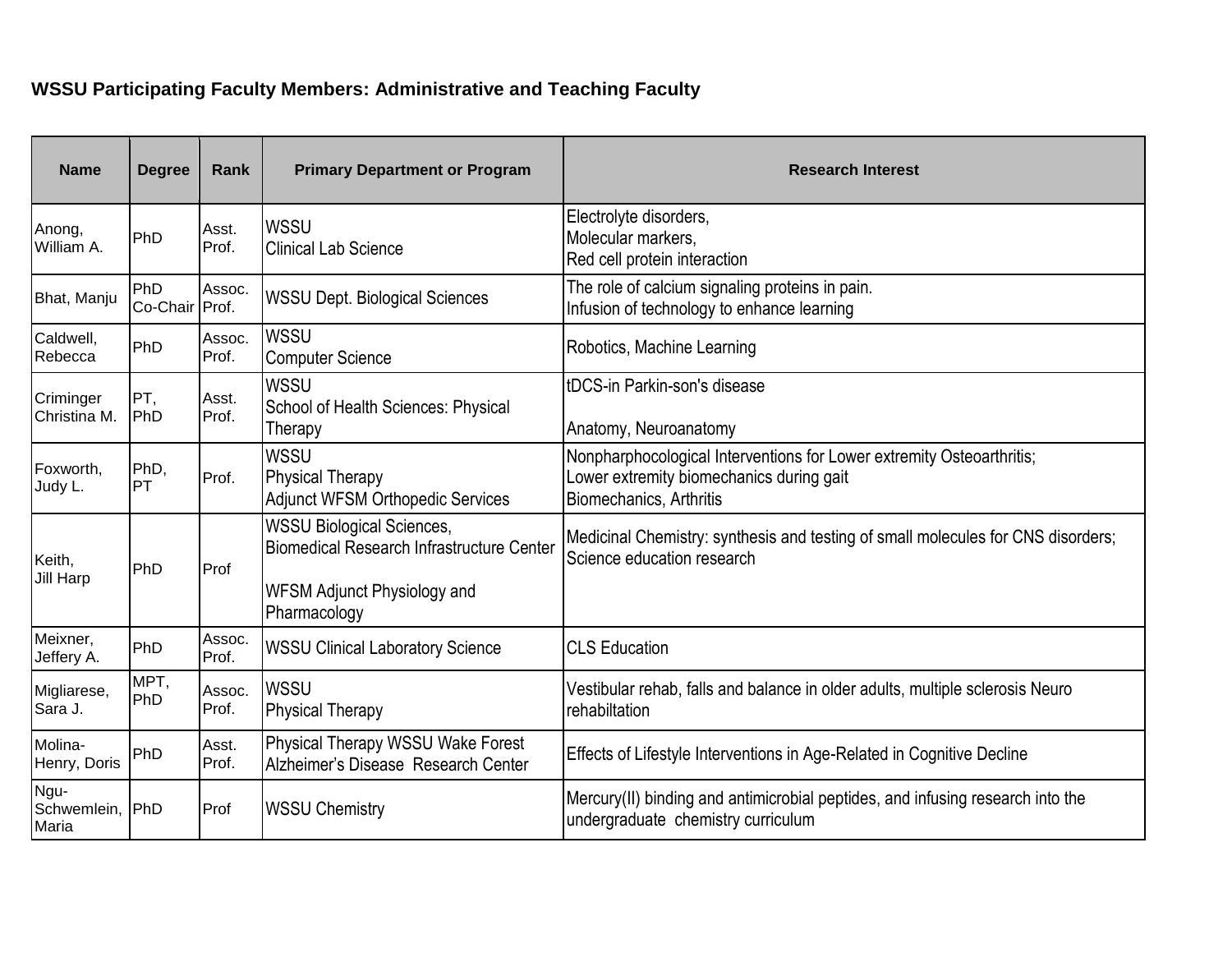**WSSU Participating Faculty Members: Administrative and Teaching Faculty**

| Name | Degree | Rank | Primary Department or Program | Research Interest |
|---|---|---|---|---|
| Anong, William A. | PhD | Asst. Prof. | WSSU<br>Clinical Lab Science | Electrolyte disorders,<br>Molecular markers,<br>Red cell protein interaction |
| Bhat, Manju | PhD Co-Chair | Assoc. Prof. | WSSU Dept. Biological Sciences | The role of calcium signaling proteins in pain.<br>Infusion of technology to enhance learning |
| Caldwell, Rebecca | PhD | Assoc. Prof. | WSSU<br>Computer Science | Robotics, Machine Learning |
| Criminger Christina M. | PT, PhD | Asst. Prof. | WSSU<br>School of Health Sciences: Physical Therapy | tDCS-in Parkin-son's disease<br><br>Anatomy, Neuroanatomy |
| Foxworth, Judy L. | PhD, PT | Prof. | WSSU<br>Physical Therapy<br>Adjunct WFSM Orthopedic Services | Nonpharphocological Interventions for Lower extremity Osteoarthritis;<br>Lower extremity biomechanics during gait<br>Biomechanics, Arthritis |
| Keith, Jill Harp | PhD | Prof | WSSU Biological Sciences,<br>Biomedical Research Infrastructure Center<br><br>WFSM Adjunct Physiology and Pharmacology | Medicinal Chemistry: synthesis and testing of small molecules for CNS disorders;<br>Science education research |
| Meixner, Jeffery A. | PhD | Assoc. Prof. | WSSU Clinical Laboratory Science | CLS Education |
| Migliarese, Sara J. | MPT, PhD | Assoc. Prof. | WSSU<br>Physical Therapy | Vestibular rehab, falls and balance in older adults, multiple sclerosis Neuro rehabiltation |
| Molina-Henry, Doris | PhD | Asst. Prof. | Physical Therapy WSSU Wake Forest Alzheimer's Disease Research Center | Effects of Lifestyle Interventions in Age-Related in Cognitive Decline |
| Ngu-Schwemlein, Maria | PhD | Prof | WSSU Chemistry | Mercury(II) binding and antimicrobial peptides, and infusing research into the undergraduate chemistry curriculum |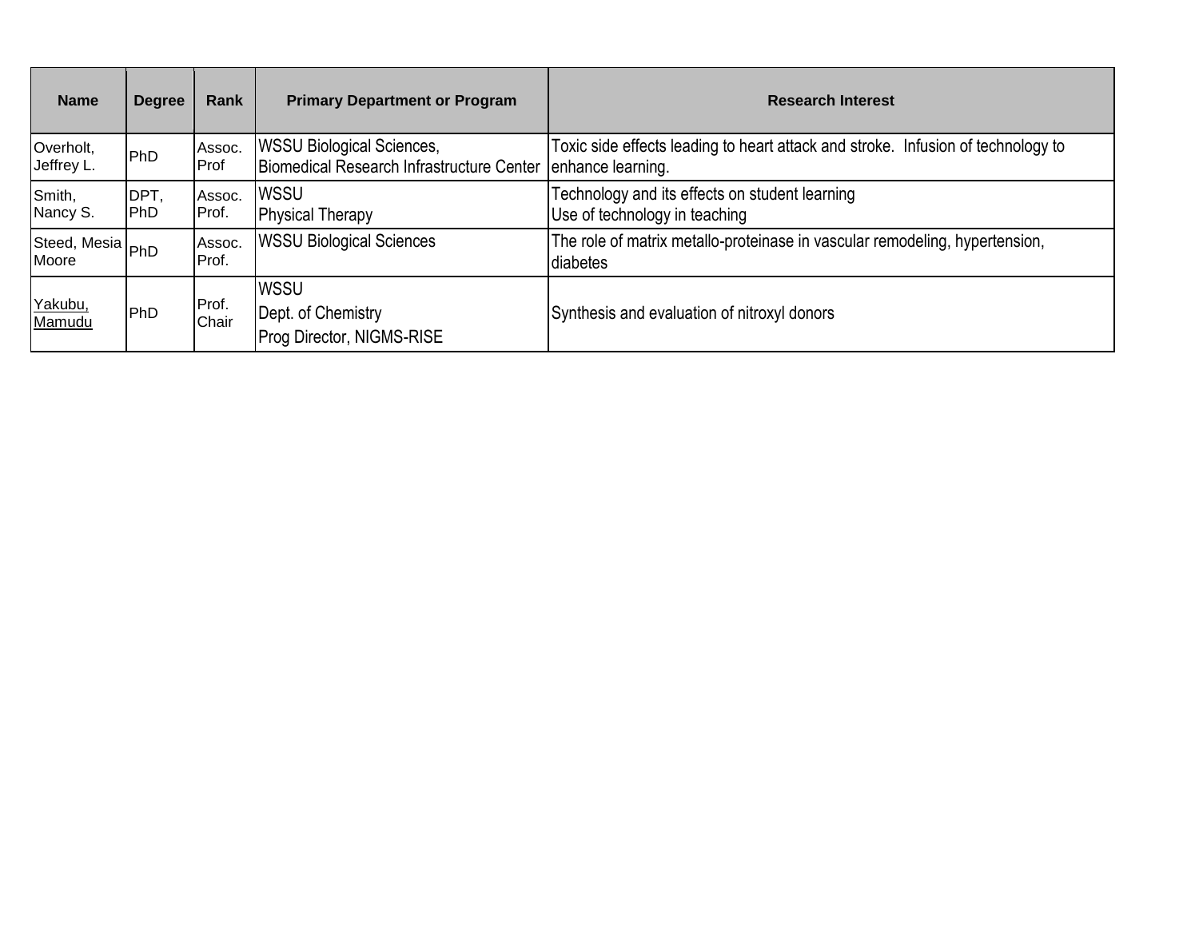| Name | Degree | Rank | Primary Department or Program | Research Interest |
|---|---|---|---|---|
| Overholt, Jeffrey L. | PhD | Assoc. Prof | WSSU Biological Sciences, Biomedical Research Infrastructure Center | Toxic side effects leading to heart attack and stroke. Infusion of technology to enhance learning. |
| Smith, Nancy S. | DPT, PhD | Assoc. Prof. | WSSU Physical Therapy | Technology and its effects on student learning Use of technology in teaching |
| Steed, Mesia Moore | PhD | Assoc. Prof. | WSSU Biological Sciences | The role of matrix metallo-proteinase in vascular remodeling, hypertension, diabetes |
| Yakubu, Mamudu | PhD | Prof. Chair | WSSU Dept. of Chemistry Prog Director, NIGMS-RISE | Synthesis and evaluation of nitroxyl donors |